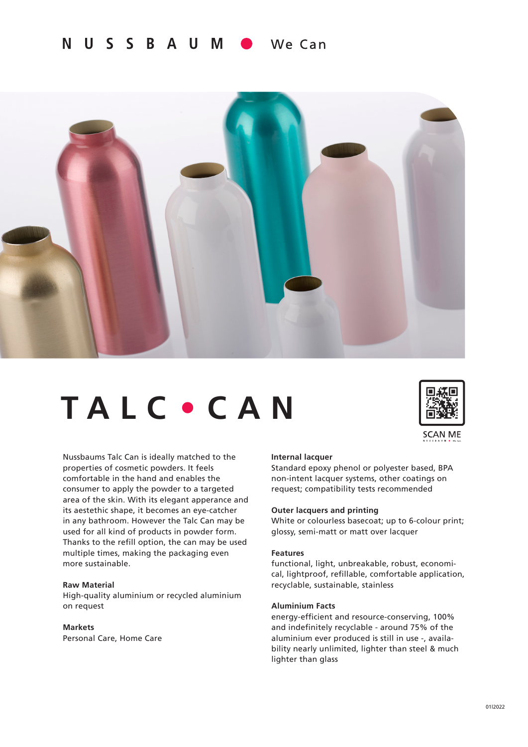N U S S B A U M ● We Can

# TALC • CAN

SCAN ME

Nussbaums Talc Can is ideally matched to the properties of cosmetic powders. It feels comfortable in the hand and enables the consumer to apply the powder to a targeted area of the skin. With its elegant apperance and its aestethic shape, it becomes an eye-catcher in any bathroom. However the Talc Can may be used for all kind of products in powder form. Thanks to the refill option, the can may be used multiple times, making the packaging even more sustainable.

**Raw Material**
High-quality aluminium or recycled aluminium on request

**Markets**
Personal Care, Home Care

**Internal lacquer**
Standard epoxy phenol or polyester based, BPA non-intent lacquer systems, other coatings on request; compatibility tests recommended

**Outer lacquers and printing**
White or colourless basecoat; up to 6-colour print; glossy, semi-matt or matt over lacquer

**Features**
functional, light, unbreakable, robust, economical, lightproof, refillable, comfortable application, recyclable, sustainable, stainless

**Aluminium Facts**
energy-efficient and resource-conserving, 100% and indefinitely recyclable - around 75% of the aluminium ever produced is still in use -, availability nearly unlimited, lighter than steel & much lighter than glass

01|2022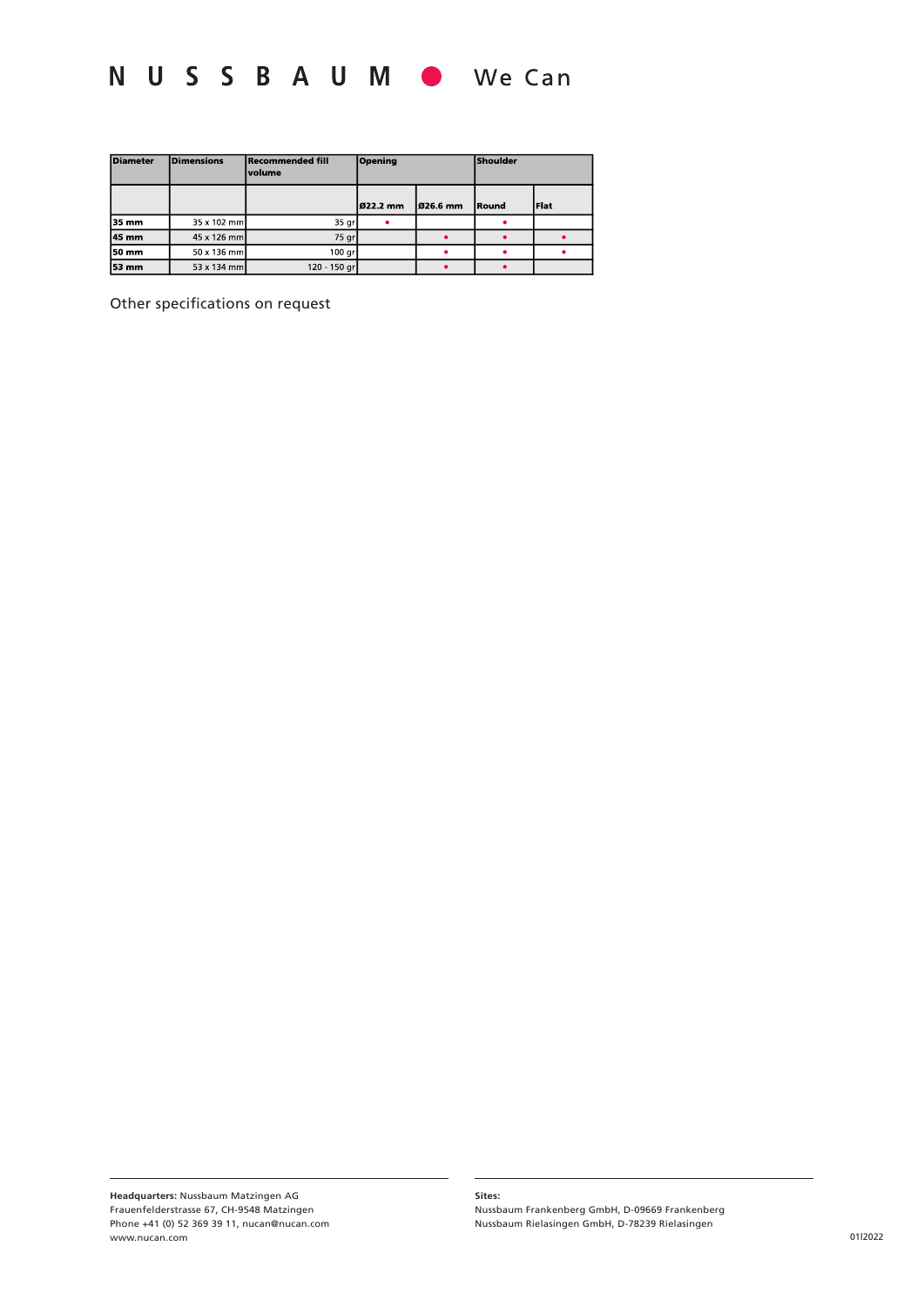| Diameter | Dimensions | Recommended fill volume | Opening | | Shoulder | |
|---|---|---|---|---|---|---|
| | | | Ø22.2 mm | Ø26.6 mm | Round | Flat |
| 35 mm | 35 x 102 mm | 35 gr | • | | • | |
| 45 mm | 45 x 126 mm | 75 gr | | • | • | • |
| 50 mm | 50 x 136 mm | 100 gr | | • | • | • |
| 53 mm | 53 x 134 mm | 120 - 150 gr | | • | • | |

Other specifications on request

**Headquarters:** Nussbaum Matzingen AG
Frauenfelderstrasse 67, CH-9548 Matzingen
Phone +41 (0) 52 369 39 11, nucan@nucan.com
www.nucan.com

**Sites:**
Nussbaum Frankenberg GmbH, D-09669 Frankenberg
Nussbaum Rielasingen GmbH, D-78239 Rielasingen

01|2022